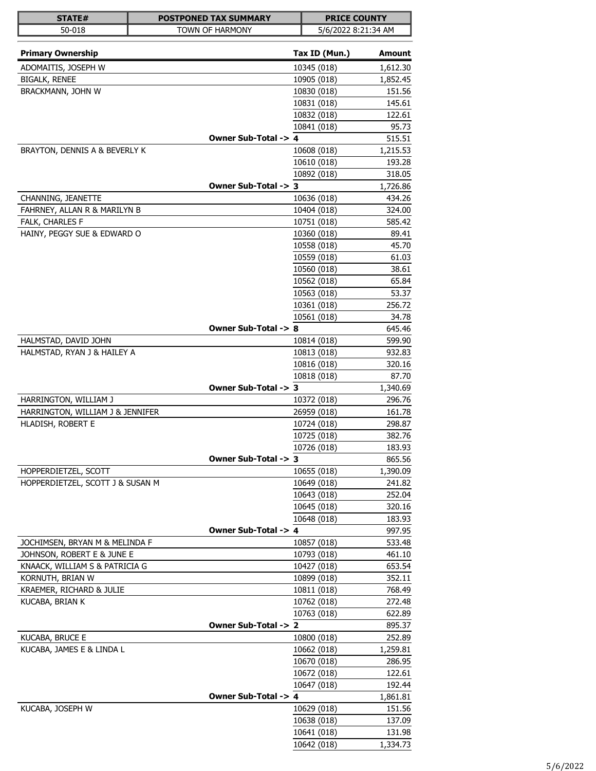| STATE# | POSTPONED TAX SUMMARY | PRICE COUNTY |
|---|---|---|
| 50-018 | TOWN OF HARMONY | 5/6/2022 8:21:34 AM |

| Primary Ownership | | Tax ID (Mun.) | Amount |
|---|---|---|---|
| ADOMAITIS, JOSEPH W | | 10345 (018) | 1,612.30 |
| BIGALK, RENEE | | 10905 (018) | 1,852.45 |
| BRACKMANN, JOHN W | | 10830 (018) | 151.56 |
| | | 10831 (018) | 145.61 |
| | | 10832 (018) | 122.61 |
| | | 10841 (018) | 95.73 |
| | **Owner Sub-Total ->** | **4** | 515.51 |
| BRAYTON, DENNIS A & BEVERLY K | | 10608 (018) | 1,215.53 |
| | | 10610 (018) | 193.28 |
| | | 10892 (018) | 318.05 |
| | **Owner Sub-Total ->** | **3** | 1,726.86 |
| CHANNING, JEANETTE | | 10636 (018) | 434.26 |
| FAHRNEY, ALLAN R & MARILYN B | | 10404 (018) | 324.00 |
| FALK, CHARLES F | | 10751 (018) | 585.42 |
| HAINY, PEGGY SUE & EDWARD O | | 10360 (018) | 89.41 |
| | | 10558 (018) | 45.70 |
| | | 10559 (018) | 61.03 |
| | | 10560 (018) | 38.61 |
| | | 10562 (018) | 65.84 |
| | | 10563 (018) | 53.37 |
| | | 10361 (018) | 256.72 |
| | | 10561 (018) | 34.78 |
| | **Owner Sub-Total ->** | **8** | 645.46 |
| HALMSTAD, DAVID JOHN | | 10814 (018) | 599.90 |
| HALMSTAD, RYAN J & HAILEY A | | 10813 (018) | 932.83 |
| | | 10816 (018) | 320.16 |
| | | 10818 (018) | 87.70 |
| | **Owner Sub-Total ->** | **3** | 1,340.69 |
| HARRINGTON, WILLIAM J | | 10372 (018) | 296.76 |
| HARRINGTON, WILLIAM J & JENNIFER | | 26959 (018) | 161.78 |
| HLADISH, ROBERT E | | 10724 (018) | 298.87 |
| | | 10725 (018) | 382.76 |
| | | 10726 (018) | 183.93 |
| | **Owner Sub-Total ->** | **3** | 865.56 |
| HOPPERDIETZEL, SCOTT | | 10655 (018) | 1,390.09 |
| HOPPERDIETZEL, SCOTT J & SUSAN M | | 10649 (018) | 241.82 |
| | | 10643 (018) | 252.04 |
| | | 10645 (018) | 320.16 |
| | | 10648 (018) | 183.93 |
| | **Owner Sub-Total ->** | **4** | 997.95 |
| JOCHIMSEN, BRYAN M & MELINDA F | | 10857 (018) | 533.48 |
| JOHNSON, ROBERT E & JUNE E | | 10793 (018) | 461.10 |
| KNAACK, WILLIAM S & PATRICIA G | | 10427 (018) | 653.54 |
| KORNUTH, BRIAN W | | 10899 (018) | 352.11 |
| KRAEMER, RICHARD & JULIE | | 10811 (018) | 768.49 |
| KUCABA, BRIAN K | | 10762 (018) | 272.48 |
| | | 10763 (018) | 622.89 |
| | **Owner Sub-Total ->** | **2** | 895.37 |
| KUCABA, BRUCE E | | 10800 (018) | 252.89 |
| KUCABA, JAMES E & LINDA L | | 10662 (018) | 1,259.81 |
| | | 10670 (018) | 286.95 |
| | | 10672 (018) | 122.61 |
| | | 10647 (018) | 192.44 |
| | **Owner Sub-Total ->** | **4** | 1,861.81 |
| KUCABA, JOSEPH W | | 10629 (018) | 151.56 |
| | | 10638 (018) | 137.09 |
| | | 10641 (018) | 131.98 |
| | | 10642 (018) | 1,334.73 |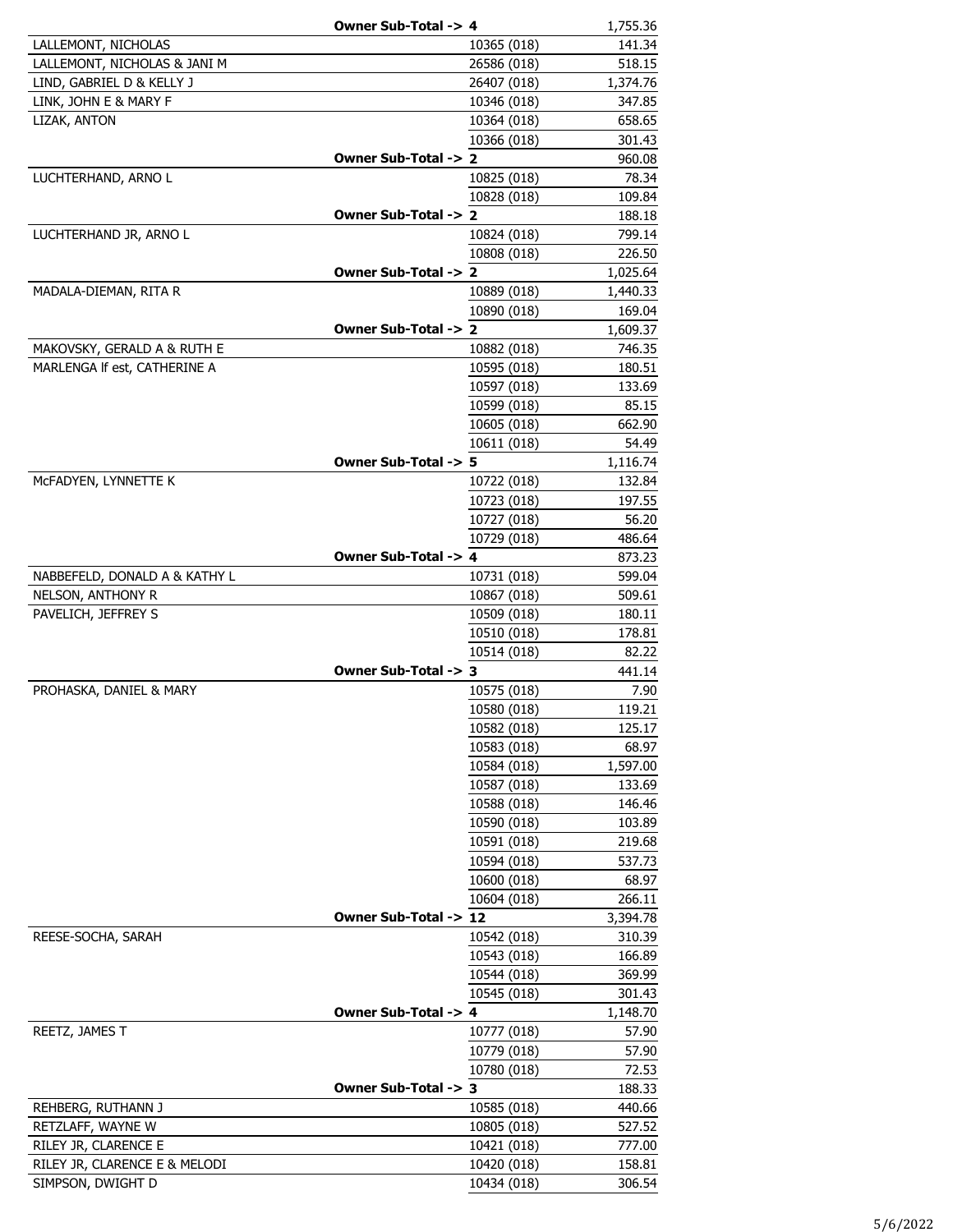| | | | |
|---|---|---|---|
| | **Owner Sub-Total ->** | **4** | 1,755.36 |
| LALLEMONT, NICHOLAS | | 10365 (018) | 141.34 |
| LALLEMONT, NICHOLAS & JANI M | | 26586 (018) | 518.15 |
| LIND, GABRIEL D & KELLY J | | 26407 (018) | 1,374.76 |
| LINK, JOHN E & MARY F | | 10346 (018) | 347.85 |
| LIZAK, ANTON | | 10364 (018) | 658.65 |
| | | 10366 (018) | 301.43 |
| | **Owner Sub-Total ->** | **2** | 960.08 |
| LUCHTERHAND, ARNO L | | 10825 (018) | 78.34 |
| | | 10828 (018) | 109.84 |
| | **Owner Sub-Total ->** | **2** | 188.18 |
| LUCHTERHAND JR, ARNO L | | 10824 (018) | 799.14 |
| | | 10808 (018) | 226.50 |
| | **Owner Sub-Total ->** | **2** | 1,025.64 |
| MADALA-DIEMAN, RITA R | | 10889 (018) | 1,440.33 |
| | | 10890 (018) | 169.04 |
| | **Owner Sub-Total ->** | **2** | 1,609.37 |
| MAKOVSKY, GERALD A & RUTH E | | 10882 (018) | 746.35 |
| MARLENGA lf est, CATHERINE A | | 10595 (018) | 180.51 |
| | | 10597 (018) | 133.69 |
| | | 10599 (018) | 85.15 |
| | | 10605 (018) | 662.90 |
| | | 10611 (018) | 54.49 |
| | **Owner Sub-Total ->** | **5** | 1,116.74 |
| McFADYEN, LYNNETTE K | | 10722 (018) | 132.84 |
| | | 10723 (018) | 197.55 |
| | | 10727 (018) | 56.20 |
| | | 10729 (018) | 486.64 |
| | **Owner Sub-Total ->** | **4** | 873.23 |
| NABBEFELD, DONALD A & KATHY L | | 10731 (018) | 599.04 |
| NELSON, ANTHONY R | | 10867 (018) | 509.61 |
| PAVELICH, JEFFREY S | | 10509 (018) | 180.11 |
| | | 10510 (018) | 178.81 |
| | | 10514 (018) | 82.22 |
| | **Owner Sub-Total ->** | **3** | 441.14 |
| PROHASKA, DANIEL & MARY | | 10575 (018) | 7.90 |
| | | 10580 (018) | 119.21 |
| | | 10582 (018) | 125.17 |
| | | 10583 (018) | 68.97 |
| | | 10584 (018) | 1,597.00 |
| | | 10587 (018) | 133.69 |
| | | 10588 (018) | 146.46 |
| | | 10590 (018) | 103.89 |
| | | 10591 (018) | 219.68 |
| | | 10594 (018) | 537.73 |
| | | 10600 (018) | 68.97 |
| | | 10604 (018) | 266.11 |
| | **Owner Sub-Total ->** | **12** | 3,394.78 |
| REESE-SOCHA, SARAH | | 10542 (018) | 310.39 |
| | | 10543 (018) | 166.89 |
| | | 10544 (018) | 369.99 |
| | | 10545 (018) | 301.43 |
| | **Owner Sub-Total ->** | **4** | 1,148.70 |
| REETZ, JAMES T | | 10777 (018) | 57.90 |
| | | 10779 (018) | 57.90 |
| | | 10780 (018) | 72.53 |
| | **Owner Sub-Total ->** | **3** | 188.33 |
| REHBERG, RUTHANN J | | 10585 (018) | 440.66 |
| RETZLAFF, WAYNE W | | 10805 (018) | 527.52 |
| RILEY JR, CLARENCE E | | 10421 (018) | 777.00 |
| RILEY JR, CLARENCE E & MELODI | | 10420 (018) | 158.81 |
| SIMPSON, DWIGHT D | | 10434 (018) | 306.54 |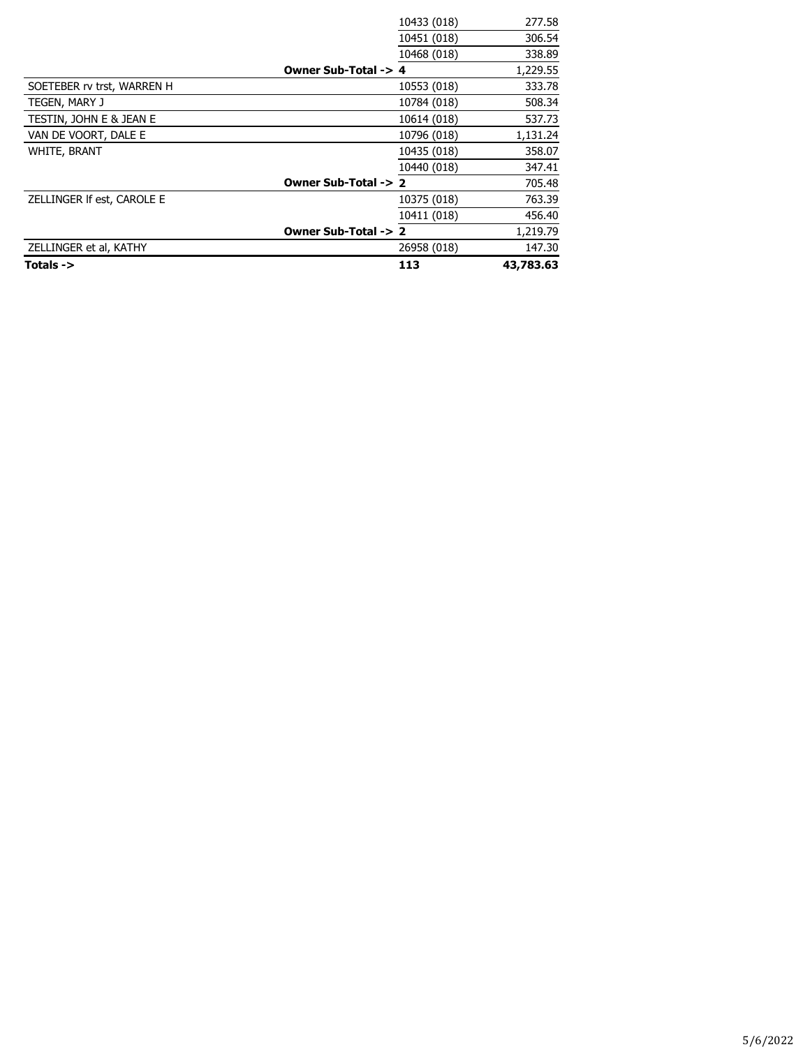| | | | |
|---|---|---|---|
| | | 10433 (018) | 277.58 |
| | | 10451 (018) | 306.54 |
| | | 10468 (018) | 338.89 |
| | **Owner Sub-Total ->** | **4** | 1,229.55 |
| SOETEBER rv trst, WARREN H | | 10553 (018) | 333.78 |
| TEGEN, MARY J | | 10784 (018) | 508.34 |
| TESTIN, JOHN E & JEAN E | | 10614 (018) | 537.73 |
| VAN DE VOORT, DALE E | | 10796 (018) | 1,131.24 |
| WHITE, BRANT | | 10435 (018) | 358.07 |
| | | 10440 (018) | 347.41 |
| | **Owner Sub-Total ->** | **2** | 705.48 |
| ZELLINGER lf est, CAROLE E | | 10375 (018) | 763.39 |
| | | 10411 (018) | 456.40 |
| | **Owner Sub-Total ->** | **2** | 1,219.79 |
| ZELLINGER et al, KATHY | | 26958 (018) | 147.30 |
| **Totals ->** | | **113** | **43,783.63** |

5/6/2022